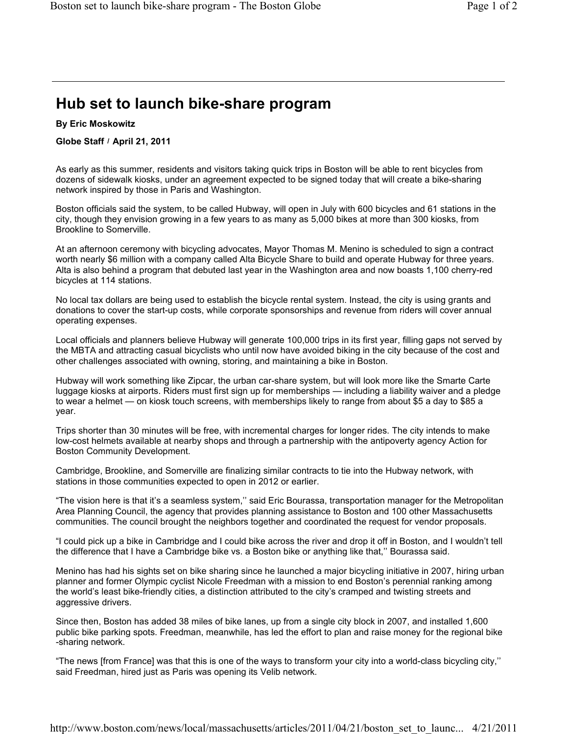# Hub set to launch bike-share program

**By Eric Moskowitz**

**Globe Staff / April 21, 2011**

As early as this summer, residents and visitors taking quick trips in Boston will be able to rent bicycles from dozens of sidewalk kiosks, under an agreement expected to be signed today that will create a bike-sharing network inspired by those in Paris and Washington.

Boston officials said the system, to be called Hubway, will open in July with 600 bicycles and 61 stations in the city, though they envision growing in a few years to as many as 5,000 bikes at more than 300 kiosks, from Brookline to Somerville.

At an afternoon ceremony with bicycling advocates, Mayor Thomas M. Menino is scheduled to sign a contract worth nearly $6 million with a company called Alta Bicycle Share to build and operate Hubway for three years. Alta is also behind a program that debuted last year in the Washington area and now boasts 1,100 cherry-red bicycles at 114 stations.

No local tax dollars are being used to establish the bicycle rental system. Instead, the city is using grants and donations to cover the start-up costs, while corporate sponsorships and revenue from riders will cover annual operating expenses.

Local officials and planners believe Hubway will generate 100,000 trips in its first year, filling gaps not served by the MBTA and attracting casual bicyclists who until now have avoided biking in the city because of the cost and other challenges associated with owning, storing, and maintaining a bike in Boston.

Hubway will work something like Zipcar, the urban car-share system, but will look more like the Smarte Carte luggage kiosks at airports. Riders must first sign up for memberships — including a liability waiver and a pledge to wear a helmet — on kiosk touch screens, with memberships likely to range from about $5 a day to $85 a year.

Trips shorter than 30 minutes will be free, with incremental charges for longer rides. The city intends to make low-cost helmets available at nearby shops and through a partnership with the antipoverty agency Action for Boston Community Development.

Cambridge, Brookline, and Somerville are finalizing similar contracts to tie into the Hubway network, with stations in those communities expected to open in 2012 or earlier.

"The vision here is that it's a seamless system,'' said Eric Bourassa, transportation manager for the Metropolitan Area Planning Council, the agency that provides planning assistance to Boston and 100 other Massachusetts communities. The council brought the neighbors together and coordinated the request for vendor proposals.

"I could pick up a bike in Cambridge and I could bike across the river and drop it off in Boston, and I wouldn't tell the difference that I have a Cambridge bike vs. a Boston bike or anything like that,'' Bourassa said.

Menino has had his sights set on bike sharing since he launched a major bicycling initiative in 2007, hiring urban planner and former Olympic cyclist Nicole Freedman with a mission to end Boston's perennial ranking among the world's least bike-friendly cities, a distinction attributed to the city's cramped and twisting streets and aggressive drivers.

Since then, Boston has added 38 miles of bike lanes, up from a single city block in 2007, and installed 1,600 public bike parking spots. Freedman, meanwhile, has led the effort to plan and raise money for the regional bike-sharing network.

"The news [from France] was that this is one of the ways to transform your city into a world-class bicycling city,'' said Freedman, hired just as Paris was opening its Velib network.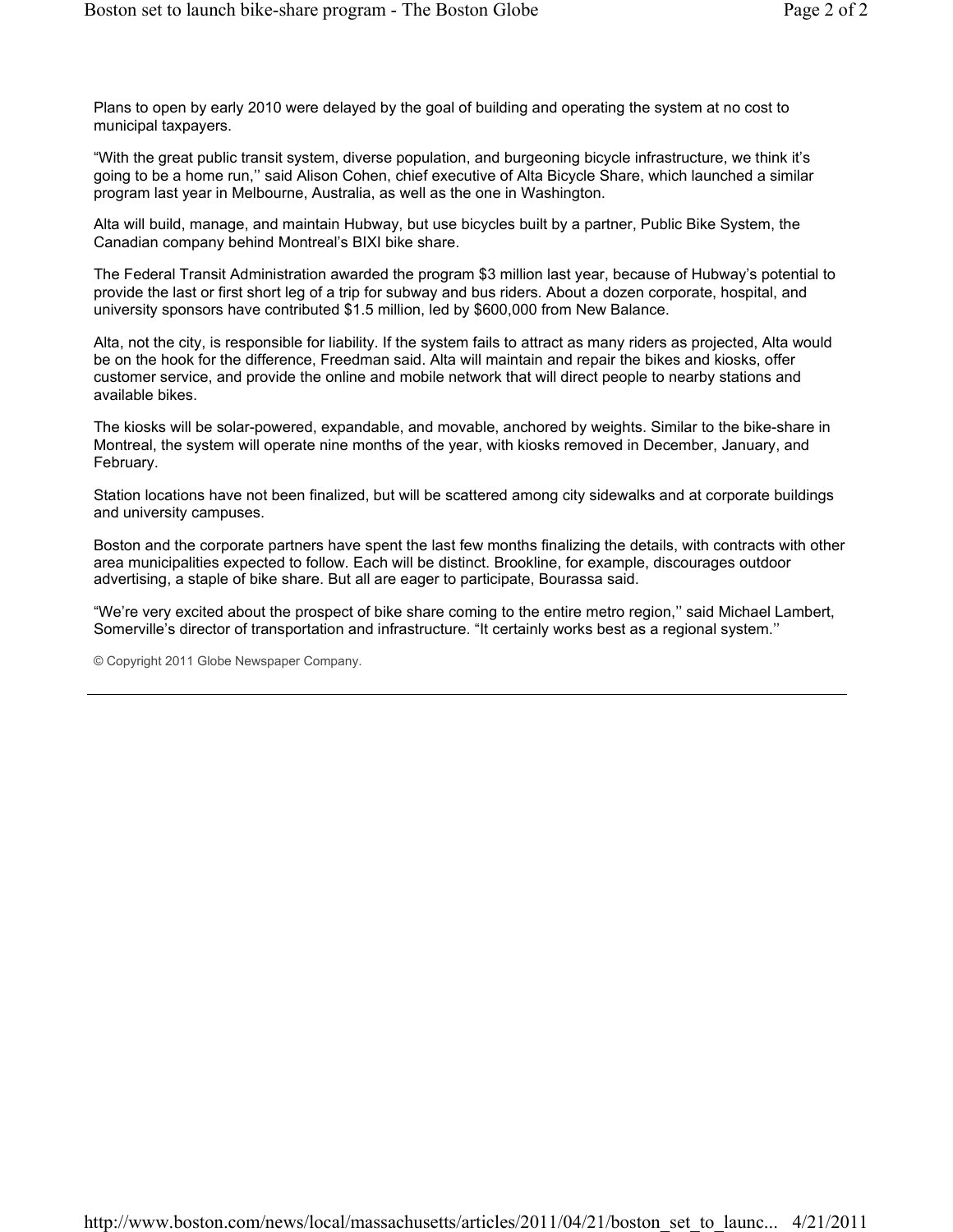Plans to open by early 2010 were delayed by the goal of building and operating the system at no cost to municipal taxpayers.

“With the great public transit system, diverse population, and burgeoning bicycle infrastructure, we think it’s going to be a home run,’’ said Alison Cohen, chief executive of Alta Bicycle Share, which launched a similar program last year in Melbourne, Australia, as well as the one in Washington.

Alta will build, manage, and maintain Hubway, but use bicycles built by a partner, Public Bike System, the Canadian company behind Montreal’s BIXI bike share.

The Federal Transit Administration awarded the program $3 million last year, because of Hubway’s potential to provide the last or first short leg of a trip for subway and bus riders. About a dozen corporate, hospital, and university sponsors have contributed $1.5 million, led by $600,000 from New Balance.

Alta, not the city, is responsible for liability. If the system fails to attract as many riders as projected, Alta would be on the hook for the difference, Freedman said. Alta will maintain and repair the bikes and kiosks, offer customer service, and provide the online and mobile network that will direct people to nearby stations and available bikes.

The kiosks will be solar-powered, expandable, and movable, anchored by weights. Similar to the bike-share in Montreal, the system will operate nine months of the year, with kiosks removed in December, January, and February.

Station locations have not been finalized, but will be scattered among city sidewalks and at corporate buildings and university campuses.

Boston and the corporate partners have spent the last few months finalizing the details, with contracts with other area municipalities expected to follow. Each will be distinct. Brookline, for example, discourages outdoor advertising, a staple of bike share. But all are eager to participate, Bourassa said.

“We’re very excited about the prospect of bike share coming to the entire metro region,’’ said Michael Lambert, Somerville’s director of transportation and infrastructure. “It certainly works best as a regional system.’’

© Copyright 2011 Globe Newspaper Company.